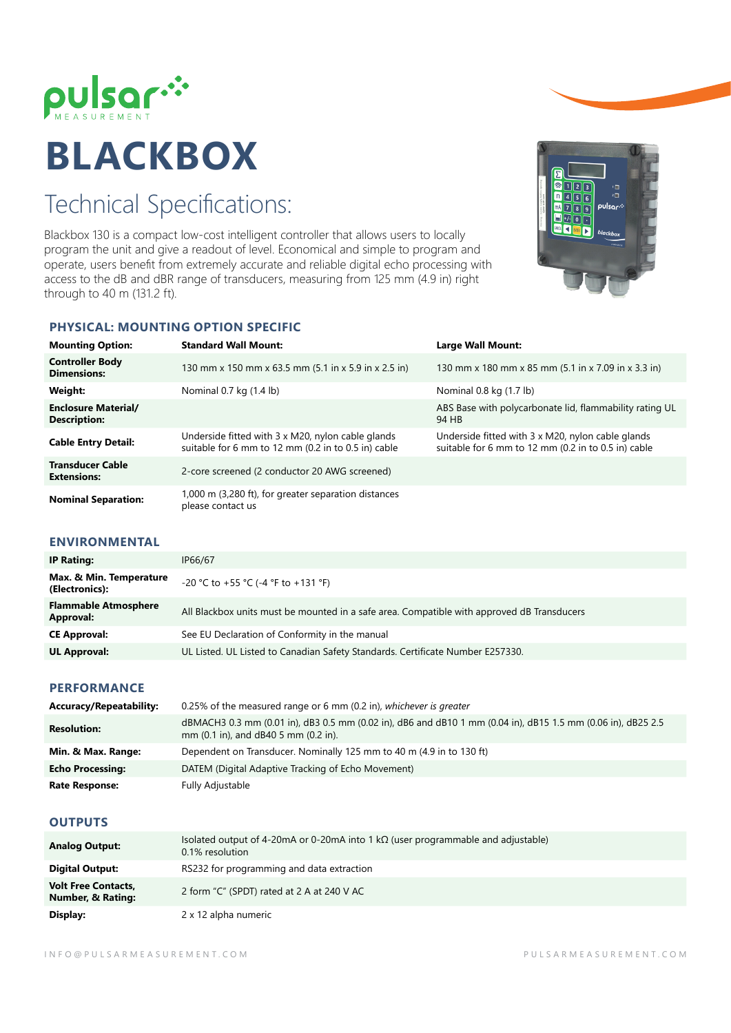pulsar MEASUREMENT

# BLACKBOX

## Technical Specifications:

Blackbox 130 is a compact low-cost intelligent controller that allows users to locally program the unit and give a readout of level. Economical and simple to program and operate, users benefit from extremely accurate and reliable digital echo processing with access to the dB and dBR range of transducers, measuring from 125 mm (4.9 in) right through to 40 m (131.2 ft).

### PHYSICAL: MOUNTING OPTION SPECIFIC

| Mounting Option: | Standard Wall Mount: | Large Wall Mount: |
|---|---|---|
| **Controller Body Dimensions:** | 130 mm x 150 mm x 63.5 mm (5.1 in x 5.9 in x 2.5 in) | 130 mm x 180 mm x 85 mm (5.1 in x 7.09 in x 3.3 in) |
| **Weight:** | Nominal 0.7 kg (1.4 lb) | Nominal 0.8 kg (1.7 lb) |
| **Enclosure Material/ Description:** | | ABS Base with polycarbonate lid, flammability rating UL 94 HB |
| **Cable Entry Detail:** | Underside fitted with 3 x M20, nylon cable glands suitable for 6 mm to 12 mm (0.2 in to 0.5 in) cable | Underside fitted with 3 x M20, nylon cable glands suitable for 6 mm to 12 mm (0.2 in to 0.5 in) cable |
| **Transducer Cable Extensions:** | 2-core screened (2 conductor 20 AWG screened) | |
| **Nominal Separation:** | 1,000 m (3,280 ft), for greater separation distances please contact us | |

### ENVIRONMENTAL

| | |
|---|---|
| **IP Rating:** | IP66/67 |
| **Max. & Min. Temperature (Electronics):** | -20 °C to +55 °C (-4 °F to +131 °F) |
| **Flammable Atmosphere Approval:** | All Blackbox units must be mounted in a safe area. Compatible with approved dB Transducers |
| **CE Approval:** | See EU Declaration of Conformity in the manual |
| **UL Approval:** | UL Listed. UL Listed to Canadian Safety Standards. Certificate Number E257330. |

### PERFORMANCE

| | |
|---|---|
| **Accuracy/Repeatability:** | 0.25% of the measured range or 6 mm (0.2 in), *whichever is greater* |
| **Resolution:** | dBMACH3 0.3 mm (0.01 in), dB3 0.5 mm (0.02 in), dB6 and dB10 1 mm (0.04 in), dB15 1.5 mm (0.06 in), dB25 2.5 mm (0.1 in), and dB40 5 mm (0.2 in). |
| **Min. & Max. Range:** | Dependent on Transducer. Nominally 125 mm to 40 m (4.9 in to 130 ft) |
| **Echo Processing:** | DATEM (Digital Adaptive Tracking of Echo Movement) |
| **Rate Response:** | Fully Adjustable |

### OUTPUTS

| | |
|---|---|
| **Analog Output:** | Isolated output of 4-20mA or 0-20mA into 1 kΩ (user programmable and adjustable) 0.1% resolution |
| **Digital Output:** | RS232 for programming and data extraction |
| **Volt Free Contacts, Number, & Rating:** | 2 form "C" (SPDT) rated at 2 A at 240 V AC |
| **Display:** | 2 x 12 alpha numeric |

INFO@PULSARMEASUREMENT.COM PULSARMEASUREMENT.COM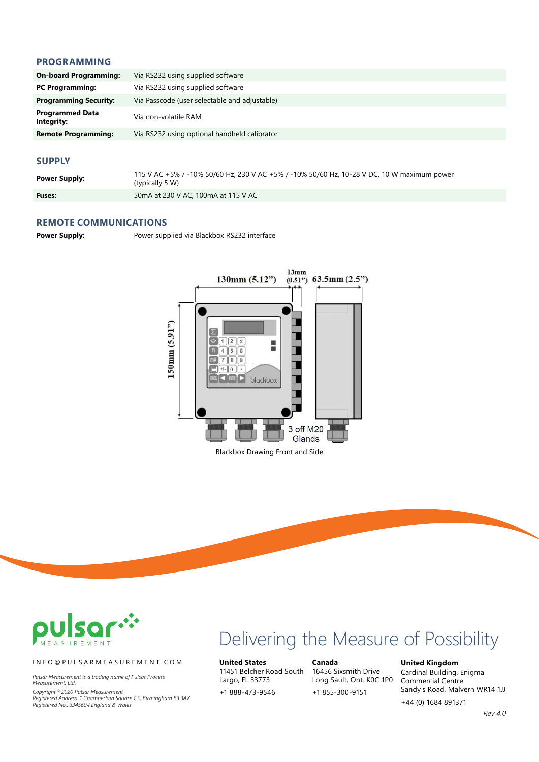## PROGRAMMING

| | |
|---|---|
| **On-board Programming:** | Via RS232 using supplied software |
| **PC Programming:** | Via RS232 using supplied software |
| **Programming Security:** | Via Passcode (user selectable and adjustable) |
| **Programmed Data Integrity:** | Via non-volatile RAM |
| **Remote Programming:** | Via RS232 using optional handheld calibrator |

## SUPPLY

| | |
|---|---|
| **Power Supply:** | 115 V AC +5% / -10% 50/60 Hz, 230 V AC +5% / -10% 50/60 Hz, 10-28 V DC, 10 W maximum power (typically 5 W) |
| **Fuses:** | 50mA at 230 V AC, 100mA at 115 V AC |

## REMOTE COMMUNICATIONS

| | |
|---|---|
| **Power Supply:** | Power supplied via Blackbox RS232 interface |

130mm (5.12")

13mm (0.51")

63.5mm (2.5")

150mm (5.91")

3 off M20 Glands

Blackbox Drawing Front and Side

Delivering the Measure of Possibility

INFO@PULSARMEASUREMENT.COM

*Pulsar Measurement is a trading name of Pulsar Process Measurement, Ltd.*

*Copyright © 2020 Pulsar Measurement*
*Registered Address: 1 Chamberlain Square CS, Birmingham B3 3AX*
*Registered No.: 3345604 England & Wales*

**United States**
11451 Belcher Road South
Largo, FL 33773
+1 888-473-9546

**Canada**
16456 Sixsmith Drive
Long Sault, Ont. K0C 1P0
+1 855-300-9151

**United Kingdom**
Cardinal Building, Enigma Commercial Centre
Sandy's Road, Malvern WR14 1JJ
+44 (0) 1684 891371

*Rev 4.0*